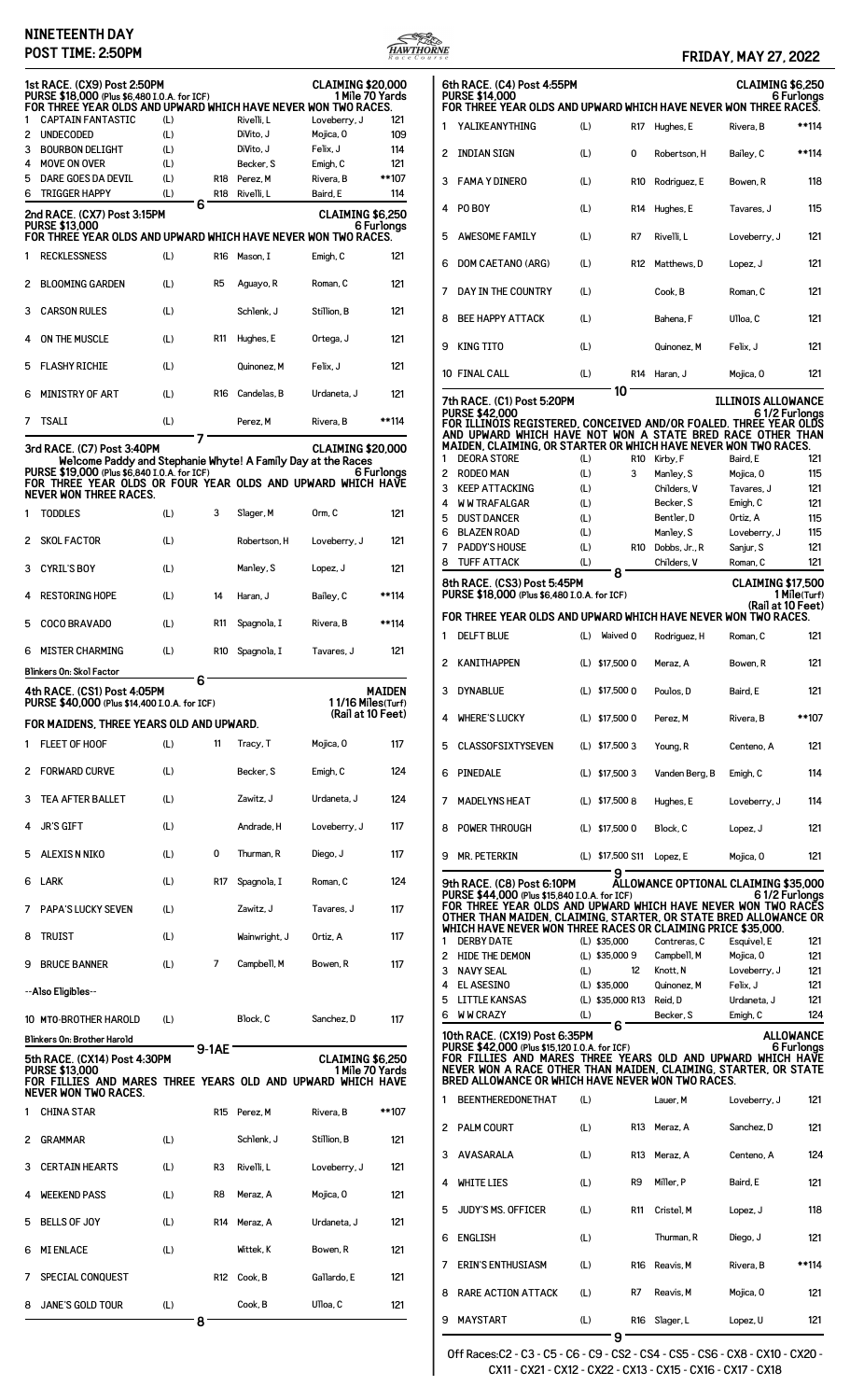# NINETEENTH DAY

**POST TIME: 2:50PM**

**FRIDAY, MAY 27, 2022**

## 1st RACE. (CX9) Post 2:50PM — CLAIMING $20,000

PURSE $18,000 (Plus $6,480 I.O.A. for ICF) — 1 Mile 70 Yards

FOR THREE YEAR OLDS AND UPWARD WHICH HAVE NEVER WON TWO RACES.

| # | Horse | | | Trainer | Jockey | Wt |
|---|---|---|---|---|---|---|
| 1 | CAPTAIN FANTASTIC | (L) | | Rivelli, L | Loveberry, J | 121 |
| 2 | UNDECODED | (L) | | DiVito, J | Mojica, O | 109 |
| 3 | BOURBON DELIGHT | (L) | | DiVito, J | Felix, J | 114 |
| 4 | MOVE ON OVER | (L) | | Becker, S | Emigh, C | 121 |
| 5 | DARE GOES DA DEVIL | (L) | R18 | Perez, M | Rivera, B | **107 |
| 6 | TRIGGER HAPPY | (L) | R18 | Rivelli, L | Baird, E | 114 |

6

## 2nd RACE. (CX7) Post 3:15PM — CLAIMING $6,250

PURSE $13,000 — 6 Furlongs

FOR THREE YEAR OLDS AND UPWARD WHICH HAVE NEVER WON TWO RACES.

| # | Horse | | | Trainer | Jockey | Wt |
|---|---|---|---|---|---|---|
| 1 | RECKLESSNESS | (L) | R16 | Mason, I | Emigh, C | 121 |
| 2 | BLOOMING GARDEN | (L) | R5 | Aguayo, R | Roman, C | 121 |
| 3 | CARSON RULES | (L) | | Schlenk, J | Stillion, B | 121 |
| 4 | ON THE MUSCLE | (L) | R11 | Hughes, E | Ortega, J | 121 |
| 5 | FLASHY RICHIE | (L) | | Quinonez, M | Felix, J | 121 |
| 6 | MINISTRY OF ART | (L) | R16 | Candelas, B | Urdaneta, J | 121 |
| 7 | TSALI | (L) | | Perez, M | Rivera, B | **114 |

7

## 3rd RACE. (C7) Post 3:40PM — CLAIMING $20,000

Welcome Paddy and Stephanie Whyte! A Family Day at the Races

PURSE $19,000 (Plus $6,840 I.O.A. for ICF) — 6 Furlongs

FOR THREE YEAR OLDS OR FOUR YEAR OLDS AND UPWARD WHICH HAVE NEVER WON THREE RACES.

| # | Horse | | | Trainer | Jockey | Wt |
|---|---|---|---|---|---|---|
| 1 | TODDLES | (L) | 3 | Slager, M | Orm, C | 121 |
| 2 | SKOL FACTOR | (L) | | Robertson, H | Loveberry, J | 121 |
| 3 | CYRIL'S BOY | (L) | | Manley, S | Lopez, J | 121 |
| 4 | RESTORING HOPE | (L) | 14 | Haran, J | Bailey, C | **114 |
| 5 | COCO BRAVADO | (L) | R11 | Spagnola, I | Rivera, B | **114 |
| 6 | MISTER CHARMING | (L) | R10 | Spagnola, I | Tavares, J | 121 |

Blinkers On: Skol Factor

6

## 4th RACE. (CS1) Post 4:05PM — MAIDEN

PURSE $40,000 (Plus $14,400 I.O.A. for ICF) — 1 1/16 Miles(Turf) (Rail at 10 Feet)

FOR MAIDENS, THREE YEARS OLD AND UPWARD.

| # | Horse | | | Trainer | Jockey | Wt |
|---|---|---|---|---|---|---|
| 1 | FLEET OF HOOF | (L) | 11 | Tracy, T | Mojica, O | 117 |
| 2 | FORWARD CURVE | (L) | | Becker, S | Emigh, C | 124 |
| 3 | TEA AFTER BALLET | (L) | | Zawitz, J | Urdaneta, J | 124 |
| 4 | JR'S GIFT | (L) | | Andrade, H | Loveberry, J | 117 |
| 5 | ALEXIS N NIKO | (L) | 0 | Thurman, R | Diego, J | 117 |
| 6 | LARK | (L) | R17 | Spagnola, I | Roman, C | 124 |
| 7 | PAPA'S LUCKY SEVEN | (L) | | Zawitz, J | Tavares, J | 117 |
| 8 | TRUIST | (L) | | Wainwright, J | Ortiz, A | 117 |
| 9 | BRUCE BANNER | (L) | 7 | Campbell, M | Bowen, R | 117 |

--Also Eligibles--

| # | Horse | | | Trainer | Jockey | Wt |
|---|---|---|---|---|---|---|
| 10 | MTO-BROTHER HAROLD | (L) | | Block, C | Sanchez, D | 117 |

Blinkers On: Brother Harold

9-1AE

## 5th RACE. (CX14) Post 4:30PM — CLAIMING $6,250

PURSE $13,000 — 1 Mile 70 Yards

FOR FILLIES AND MARES THREE YEARS OLD AND UPWARD WHICH HAVE NEVER WON TWO RACES.

| # | Horse | | | Trainer | Jockey | Wt |
|---|---|---|---|---|---|---|
| 1 | CHINA STAR | | R15 | Perez, M | Rivera, B | **107 |
| 2 | GRAMMAR | (L) | | Schlenk, J | Stillion, B | 121 |
| 3 | CERTAIN HEARTS | (L) | R3 | Rivelli, L | Loveberry, J | 121 |
| 4 | WEEKEND PASS | (L) | R8 | Meraz, A | Mojica, O | 121 |
| 5 | BELLS OF JOY | (L) | R14 | Meraz, A | Urdaneta, J | 121 |
| 6 | MI ENLACE | (L) | | Wittek, K | Bowen, R | 121 |
| 7 | SPECIAL CONQUEST | | R12 | Cook, B | Gallardo, E | 121 |
| 8 | JANE'S GOLD TOUR | (L) | | Cook, B | Ulloa, C | 121 |

8

## 6th RACE. (C4) Post 4:55PM — CLAIMING $6,250

PURSE $14,000 — 6 Furlongs

FOR THREE YEAR OLDS AND UPWARD WHICH HAVE NEVER WON THREE RACES.

| # | Horse | | | Trainer | Jockey | Wt |
|---|---|---|---|---|---|---|
| 1 | YALIKEANYTHING | (L) | R17 | Hughes, E | Rivera, B | **114 |
| 2 | INDIAN SIGN | (L) | 0 | Robertson, H | Bailey, C | **114 |
| 3 | FAMA Y DINERO | (L) | R10 | Rodriguez, E | Bowen, R | 118 |
| 4 | PO BOY | (L) | R14 | Hughes, E | Tavares, J | 115 |
| 5 | AWESOME FAMILY | (L) | R7 | Rivelli, L | Loveberry, J | 121 |
| 6 | DOM CAETANO (ARG) | (L) | R12 | Matthews, D | Lopez, J | 121 |
| 7 | DAY IN THE COUNTRY | (L) | | Cook, B | Roman, C | 121 |
| 8 | BEE HAPPY ATTACK | (L) | | Bahena, F | Ulloa, C | 121 |
| 9 | KING TITO | (L) | | Quinonez, M | Felix, J | 121 |
| 10 | FINAL CALL | (L) | R14 | Haran, J | Mojica, O | 121 |

10

## 7th RACE. (C1) Post 5:20PM — ILLINOIS ALLOWANCE

PURSE $42,000 — 6 1/2 Furlongs

FOR ILLINOIS REGISTERED, CONCEIVED AND/OR FOALED. THREE YEAR OLDS AND UPWARD WHICH HAVE NOT WON A STATE BRED RACE OTHER THAN MAIDEN, CLAIMING, OR STARTER OR WHICH HAVE NEVER WON TWO RACES.

| # | Horse | | | Trainer | Jockey | Wt |
|---|---|---|---|---|---|---|
| 1 | DEORA STORE | (L) | R10 | Kirby, F | Baird, E | 121 |
| 2 | RODEO MAN | (L) | 3 | Manley, S | Mojica, O | 115 |
| 3 | KEEP ATTACKING | (L) | | Childers, V | Tavares, J | 121 |
| 4 | W W TRAFALGAR | (L) | | Becker, S | Emigh, C | 121 |
| 5 | DUST DANCER | (L) | | Bentler, D | Ortiz, A | 115 |
| 6 | BLAZEN ROAD | (L) | | Manley, S | Loveberry, J | 115 |
| 7 | PADDY'S HOUSE | (L) | R10 | Dobbs, Jr., R | Sanjur, S | 121 |
| 8 | TUFF ATTACK | (L) | | Childers, V | Roman, C | 121 |

8

## 8th RACE. (CS3) Post 5:45PM — CLAIMING $17,500

PURSE $18,000 (Plus $6,480 I.O.A. for ICF) — 1 Mile(Turf) (Rail at 10 Feet)

FOR THREE YEAR OLDS AND UPWARD WHICH HAVE NEVER WON TWO RACES.

| # | Horse | | Claim | | Trainer | Jockey | Wt |
|---|---|---|---|---|---|---|---|
| 1 | DELFT BLUE | (L) | Waived | 0 | Rodriguez, H | Roman, C | 121 |
| 2 | KANITHAPPEN | (L) | $17,500 | 0 | Meraz, A | Bowen, R | 121 |
| 3 | DYNABLUE | (L) | $17,500 | 0 | Poulos, D | Baird, E | 121 |
| 4 | WHERE'S LUCKY | (L) | $17,500 | 0 | Perez, M | Rivera, B | **107 |
| 5 | CLASSOFSIXTYSEVEN | (L) | $17,500 | 3 | Young, R | Centeno, A | 121 |
| 6 | PINEDALE | (L) | $17,500 | 3 | Vanden Berg, B | Emigh, C | 114 |
| 7 | MADELYNS HEAT | (L) | $17,500 | 8 | Hughes, E | Loveberry, J | 114 |
| 8 | POWER THROUGH | (L) | $17,500 | 0 | Block, C | Lopez, J | 121 |
| 9 | MR. PETERKIN | (L) | $17,500 | S11 | Lopez, E | Mojica, O | 121 |

9

## 9th RACE. (C8) Post 6:10PM — ALLOWANCE OPTIONAL CLAIMING $35,000

PURSE $44,000 (Plus $15,840 I.O.A. for ICF) — 6 1/2 Furlongs

FOR THREE YEAR OLDS AND UPWARD WHICH HAVE NEVER WON TWO RACES OTHER THAN MAIDEN, CLAIMING, STARTER, OR STATE BRED ALLOWANCE OR WHICH HAVE NEVER WON THREE RACES OR CLAIMING PRICE $35,000.

| # | Horse | | Claim | | Trainer | Jockey | Wt |
|---|---|---|---|---|---|---|---|
| 1 | DERBY DATE | (L) | $35,000 | | Contreras, C | Esquivel, E | 121 |
| 2 | HIDE THE DEMON | (L) | $35,000 | 9 | Campbell, M | Mojica, O | 121 |
| 3 | NAVY SEAL | (L) | | 12 | Knott, N | Loveberry, J | 121 |
| 4 | EL ASESINO | (L) | $35,000 | | Quinonez, M | Felix, J | 121 |
| 5 | LITTLE KANSAS | (L) | $35,000 | R13 | Reid, D | Urdaneta, J | 121 |
| 6 | W W CRAZY | (L) | | | Becker, S | Emigh, C | 124 |

6

## 10th RACE. (CX19) Post 6:35PM — ALLOWANCE

PURSE $42,000 (Plus $15,120 I.O.A. for ICF) — 6 Furlongs

FOR FILLIES AND MARES THREE YEARS OLD AND UPWARD WHICH HAVE NEVER WON A RACE OTHER THAN MAIDEN, CLAIMING, STARTER, OR STATE BRED ALLOWANCE OR WHICH HAVE NEVER WON TWO RACES.

| # | Horse | | | Trainer | Jockey | Wt |
|---|---|---|---|---|---|---|
| 1 | BEENTHEREDONETHAT | (L) | | Lauer, M | Loveberry, J | 121 |
| 2 | PALM COURT | (L) | R13 | Meraz, A | Sanchez, D | 121 |
| 3 | AVASARALA | (L) | R13 | Meraz, A | Centeno, A | 124 |
| 4 | WHITE LIES | (L) | R9 | Miller, P | Baird, E | 121 |
| 5 | JUDY'S MS. OFFICER | (L) | R11 | Cristel, M | Lopez, J | 118 |
| 6 | ENGLISH | (L) | | Thurman, R | Diego, J | 121 |
| 7 | ERIN'S ENTHUSIASM | (L) | R16 | Reavis, M | Rivera, B | **114 |
| 8 | RARE ACTION ATTACK | (L) | R7 | Reavis, M | Mojica, O | 121 |
| 9 | MAYSTART | (L) | R16 | Slager, L | Lopez, U | 121 |

9

Off Races:C2 - C3 - C5 - C6 - C9 - CS2 - CS4 - CS5 - CS6 - CX8 - CX10 - CX20 - CX11 - CX21 - CX12 - CX22 - CX13 - CX15 - CX16 - CX17 - CX18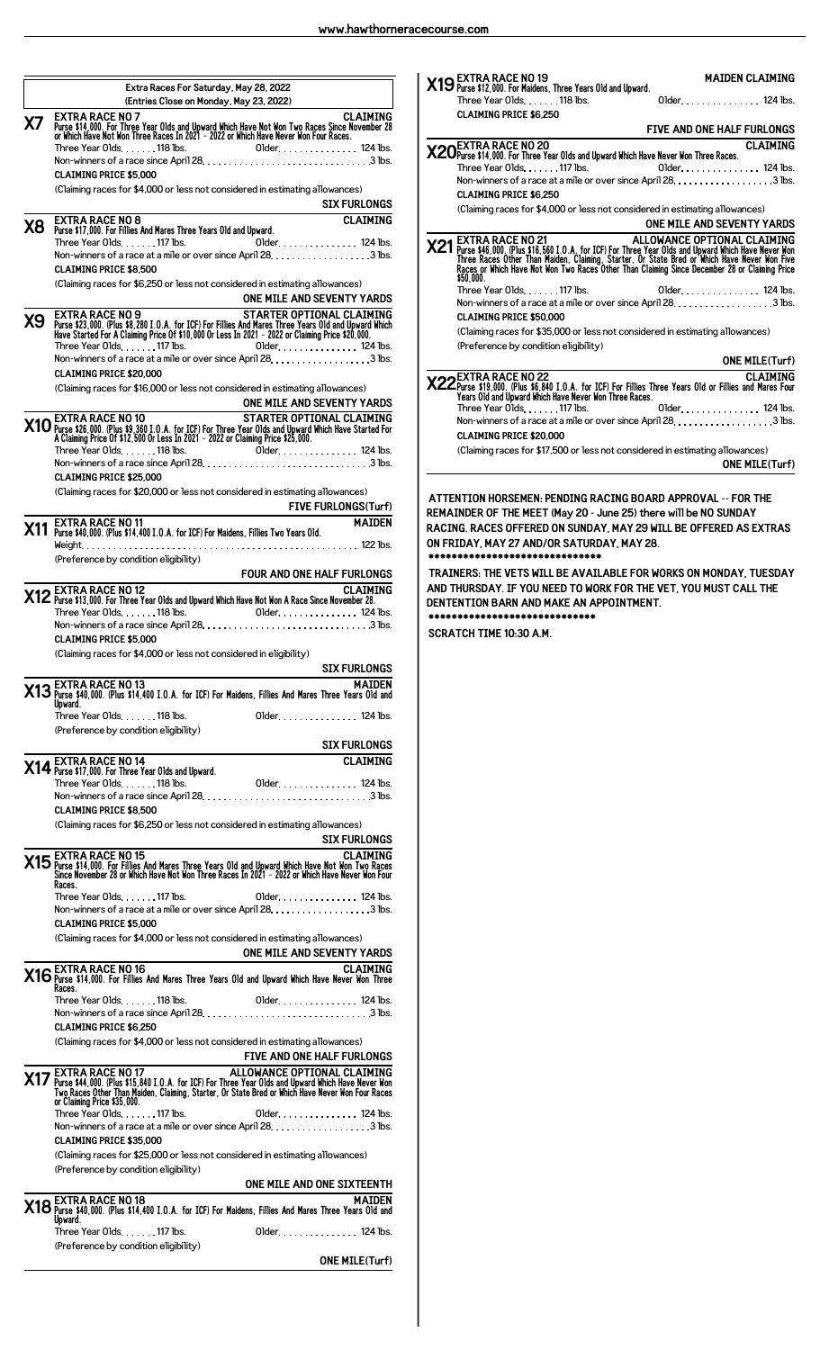## Extra Races For Saturday, May 28, 2022

(Entries Close on Monday, May 23, 2022)

**X7 EXTRA RACE NO 7** — **CLAIMING**

Purse $14,000. For Three Year Olds and Upward Which Have Not Won Two Races Since November 28 or Which Have Not Won Three Races In 2021 - 2022 or Which Have Never Won Four Races.

Three Year Olds. . . . . . . 118 lbs. Older. . . . . . . . . . . . . . . 124 lbs.

Non-winners of a race since April 28. . . . . . . . . . . . . . . . . . . . . . . . . . . . . . .3 lbs.

CLAIMING PRICE $5,000

(Claiming races for $4,000 or less not considered in estimating allowances)

**SIX FURLONGS**

**X8 EXTRA RACE NO 8** — **CLAIMING**

Purse $17,000. For Fillies And Mares Three Years Old and Upward.

Three Year Olds. . . . . . . 117 lbs. Older. . . . . . . . . . . . . . . 124 lbs.

Non-winners of a race at a mile or over since April 28. . . . . . . . . . . . . . . . . . .3 lbs.

CLAIMING PRICE $8,500

(Claiming races for $6,250 or less not considered in estimating allowances)

**ONE MILE AND SEVENTY YARDS**

**X9 EXTRA RACE NO 9** — **STARTER OPTIONAL CLAIMING**

Purse $23,000. (Plus $8,280 I.O.A. for ICF) For Fillies And Mares Three Years Old and Upward Which Have Started For A Claiming Price Of $10,000 Or Less In 2021 - 2022 or Claiming Price $20,000.

Three Year Olds. . . . . . . 117 lbs. Older. . . . . . . . . . . . . . . 124 lbs.

Non-winners of a race at a mile or over since April 28. . . . . . . . . . . . . . . . . . .3 lbs.

CLAIMING PRICE $20,000

(Claiming races for $16,000 or less not considered in estimating allowances)

**ONE MILE AND SEVENTY YARDS**

**X10 EXTRA RACE NO 10** — **STARTER OPTIONAL CLAIMING**

Purse $26,000. (Plus $9,360 I.O.A. for ICF) For Three Year Olds and Upward Which Have Started For A Claiming Price Of $12,500 Or Less In 2021 - 2022 or Claiming Price $25,000.

Three Year Olds. . . . . . . 118 lbs. Older. . . . . . . . . . . . . . . 124 lbs.

Non-winners of a race since April 28. . . . . . . . . . . . . . . . . . . . . . . . . . . . . . .3 lbs.

CLAIMING PRICE $25,000

(Claiming races for $20,000 or less not considered in estimating allowances)

**FIVE FURLONGS(Turf)**

**X11 EXTRA RACE NO 11** — **MAIDEN**

Purse $40,000. (Plus $14,400 I.O.A. for ICF) For Maidens, Fillies Two Years Old.

Weight. . . . . . . . . . . . . . . . . . . . . . . . . . . . . . . . . . . . . . . . . . . . . . . . . . . . 122 lbs.

(Preference by condition eligibility)

**FOUR AND ONE HALF FURLONGS**

**X12 EXTRA RACE NO 12** — **CLAIMING**

Purse $13,000. For Three Year Olds and Upward Which Have Not Won A Race Since November 28.

Three Year Olds. . . . . . . 118 lbs. Older. . . . . . . . . . . . . . . 124 lbs.

Non-winners of a race since April 28. . . . . . . . . . . . . . . . . . . . . . . . . . . . . . .3 lbs.

CLAIMING PRICE $5,000

(Claiming races for $4,000 or less not considered in eligibility)

**SIX FURLONGS**

**X13 EXTRA RACE NO 13** — **MAIDEN**

Purse $40,000. (Plus $14,400 I.O.A. for ICF) For Maidens, Fillies And Mares Three Years Old and Upward.

Three Year Olds. . . . . . . 118 lbs. Older. . . . . . . . . . . . . . . 124 lbs.

(Preference by condition eligibility)

**SIX FURLONGS**

**X14 EXTRA RACE NO 14** — **CLAIMING**

Purse $17,000. For Three Year Olds and Upward.

Three Year Olds. . . . . . . 118 lbs. Older. . . . . . . . . . . . . . . 124 lbs.

Non-winners of a race since April 28. . . . . . . . . . . . . . . . . . . . . . . . . . . . . . .3 lbs.

CLAIMING PRICE $8,500

(Claiming races for $6,250 or less not considered in estimating allowances)

**SIX FURLONGS**

**X15 EXTRA RACE NO 15** — **CLAIMING**

Purse $14,000. For Fillies And Mares Three Years Old and Upward Which Have Not Won Two Races Since November 28 or Which Have Not Won Three Races In 2021 - 2022 or Which Have Never Won Four Races.

Three Year Olds. . . . . . . 117 lbs. Older. . . . . . . . . . . . . . . 124 lbs.

Non-winners of a race at a mile or over since April 28. . . . . . . . . . . . . . . . . . .3 lbs.

CLAIMING PRICE $5,000

(Claiming races for $4,000 or less not considered in estimating allowances)

**ONE MILE AND SEVENTY YARDS**

**X16 EXTRA RACE NO 16** — **CLAIMING**

Purse $14,000. For Fillies And Mares Three Years Old and Upward Which Have Never Won Three Races.

Three Year Olds. . . . . . . 118 lbs. Older. . . . . . . . . . . . . . . 124 lbs.

Non-winners of a race since April 28. . . . . . . . . . . . . . . . . . . . . . . . . . . . . . .3 lbs.

CLAIMING PRICE $6,250

(Claiming races for $4,000 or less not considered in estimating allowances)

**FIVE AND ONE HALF FURLONGS**

**X17 EXTRA RACE NO 17** — **ALLOWANCE OPTIONAL CLAIMING**

Purse $44,000. (Plus $15,840 I.O.A. for ICF) For Three Year Olds and Upward Which Have Never Won Two Races Other Than Maiden, Claiming, Starter, Or State Bred or Which Have Never Won Four Races or Claiming Price $35,000.

Three Year Olds. . . . . . . 117 lbs. Older. . . . . . . . . . . . . . . 124 lbs.

Non-winners of a race at a mile or over since April 28. . . . . . . . . . . . . . . . . . .3 lbs.

CLAIMING PRICE $35,000

(Claiming races for $25,000 or less not considered in estimating allowances)

(Preference by condition eligibility)

**ONE MILE AND ONE SIXTEENTH**

**X18 EXTRA RACE NO 18** — **MAIDEN**

Purse $40,000. (Plus $14,400 I.O.A. for ICF) For Maidens, Fillies And Mares Three Years Old and Upward.

Three Year Olds. . . . . . . 117 lbs. Older. . . . . . . . . . . . . . . 124 lbs.

(Preference by condition eligibility)

**ONE MILE(Turf)**

**X19 EXTRA RACE NO 19** — **MAIDEN CLAIMING**

Purse $12,000. For Maidens, Three Years Old and Upward.

Three Year Olds. . . . . . . 118 lbs. Older. . . . . . . . . . . . . . . 124 lbs.

CLAIMING PRICE $6,250

**FIVE AND ONE HALF FURLONGS**

**X20 EXTRA RACE NO 20** — **CLAIMING**

Purse $14,000. For Three Year Olds and Upward Which Have Never Won Three Races.

Three Year Olds. . . . . . . 117 lbs. Older. . . . . . . . . . . . . . . 124 lbs.

Non-winners of a race at a mile or over since April 28. . . . . . . . . . . . . . . . . . .3 lbs.

CLAIMING PRICE $6,250

(Claiming races for $4,000 or less not considered in estimating allowances)

**ONE MILE AND SEVENTY YARDS**

**X21 EXTRA RACE NO 21** — **ALLOWANCE OPTIONAL CLAIMING**

Purse $46,000. (Plus $16,560 I.O.A. for ICF) For Three Year Olds and Upward Which Have Never Won Three Races Other Than Maiden, Claiming, Starter, Or State Bred or Which Have Never Won Five Races or Which Have Not Won Two Races Other Than Claiming Since December 28 or Claiming Price $50,000.

Three Year Olds. . . . . . . 117 lbs. Older. . . . . . . . . . . . . . . 124 lbs.

Non-winners of a race at a mile or over since April 28. . . . . . . . . . . . . . . . . . .3 lbs.

CLAIMING PRICE $50,000

(Claiming races for $35,000 or less not considered in estimating allowances)

(Preference by condition eligibility)

**ONE MILE(Turf)**

**X22 EXTRA RACE NO 22** — **CLAIMING**

Purse $19,000. (Plus $6,840 I.O.A. for ICF) For Fillies Three Years Old or Fillies and Mares Four Years Old and Upward Which Have Never Won Three Races.

Three Year Olds. . . . . . . 117 lbs. Older. . . . . . . . . . . . . . . 124 lbs.

Non-winners of a race at a mile or over since April 28. . . . . . . . . . . . . . . . . . .3 lbs.

CLAIMING PRICE $20,000

(Claiming races for $17,500 or less not considered in estimating allowances)

**ONE MILE(Turf)**

**ATTENTION HORSEMEN: PENDING RACING BOARD APPROVAL -- FOR THE REMAINDER OF THE MEET (May 29 - June 25) there will be NO SUNDAY RACING. RACES OFFERED ON SUNDAY, MAY 29 WILL BE OFFERED AS EXTRAS ON FRIDAY, MAY 27 AND/OR SATURDAY, MAY 28.**

*****************************

**TRAINERS: THE VETS WILL BE AVAILABLE FOR WORKS ON MONDAY, TUESDAY AND THURSDAY. IF YOU NEED TO WORK FOR THE VET, YOU MUST CALL THE DENTENTION BARN AND MAKE AN APPOINTMENT.**

*****************************

**SCRATCH TIME 10:30 A.M.**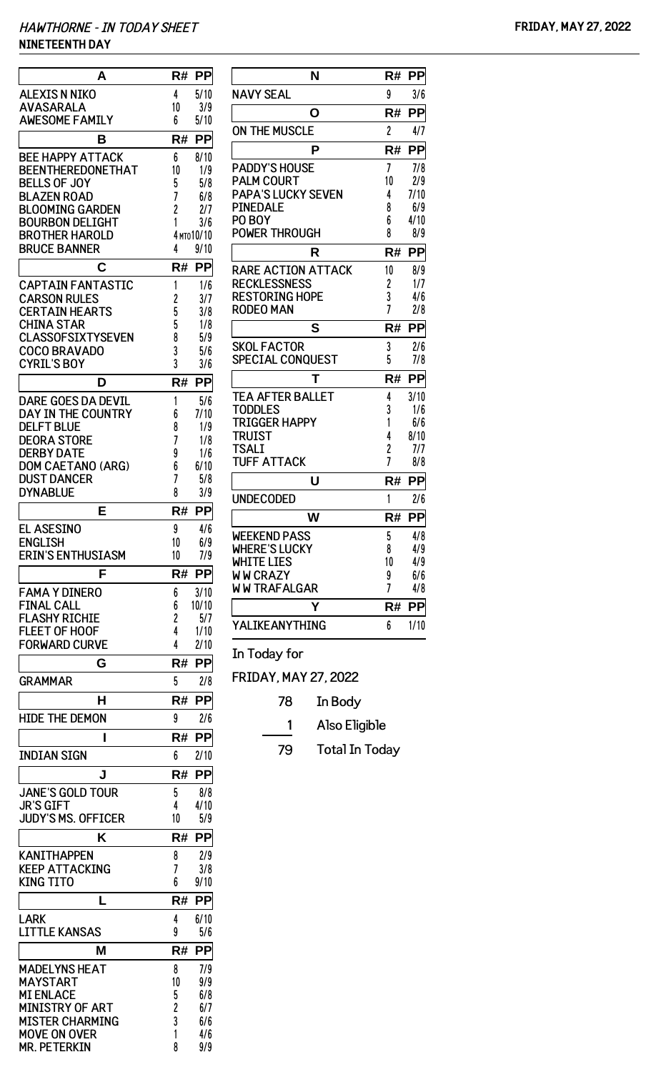# HAWTHORNE - IN TODAY SHEET

**FRIDAY, MAY 27, 2022**

**NINETEENTH DAY**

| A | R# | PP |
|---|---|---|
| ALEXIS N NIKO | 4 | 5/10 |
| AVASARALA | 10 | 3/9 |
| AWESOME FAMILY | 6 | 5/10 |
| **B** | **R#** | **PP** |
| BEE HAPPY ATTACK | 6 | 8/10 |
| BEENTHEREDONETHAT | 10 | 1/9 |
| BELLS OF JOY | 5 | 5/8 |
| BLAZEN ROAD | 7 | 6/8 |
| BLOOMING GARDEN | 2 | 2/7 |
| BOURBON DELIGHT | 1 | 3/6 |
| BROTHER HAROLD | 4 MTO | 10/10 |
| BRUCE BANNER | 4 | 9/10 |
| **C** | **R#** | **PP** |
| CAPTAIN FANTASTIC | 1 | 1/6 |
| CARSON RULES | 2 | 3/7 |
| CERTAIN HEARTS | 5 | 3/8 |
| CHINA STAR | 5 | 1/8 |
| CLASSOFSIXTYSEVEN | 8 | 5/9 |
| COCO BRAVADO | 3 | 5/6 |
| CYRIL'S BOY | 3 | 3/6 |
| **D** | **R#** | **PP** |
| DARE GOES DA DEVIL | 1 | 5/6 |
| DAY IN THE COUNTRY | 6 | 7/10 |
| DELFT BLUE | 8 | 1/9 |
| DEORA STORE | 7 | 1/8 |
| DERBY DATE | 9 | 1/6 |
| DOM CAETANO (ARG) | 6 | 6/10 |
| DUST DANCER | 7 | 5/8 |
| DYNABLUE | 8 | 3/9 |
| **E** | **R#** | **PP** |
| EL ASESINO | 9 | 4/6 |
| ENGLISH | 10 | 6/9 |
| ERIN'S ENTHUSIASM | 10 | 7/9 |
| **F** | **R#** | **PP** |
| FAMA Y DINERO | 6 | 3/10 |
| FINAL CALL | 6 | 10/10 |
| FLASHY RICHIE | 2 | 5/7 |
| FLEET OF HOOF | 4 | 1/10 |
| FORWARD CURVE | 4 | 2/10 |
| **G** | **R#** | **PP** |
| GRAMMAR | 5 | 2/8 |
| **H** | **R#** | **PP** |
| HIDE THE DEMON | 9 | 2/6 |
| **I** | **R#** | **PP** |
| INDIAN SIGN | 6 | 2/10 |
| **J** | **R#** | **PP** |
| JANE'S GOLD TOUR | 5 | 8/8 |
| JR'S GIFT | 4 | 4/10 |
| JUDY'S MS. OFFICER | 10 | 5/9 |
| **K** | **R#** | **PP** |
| KANITHAPPEN | 8 | 2/9 |
| KEEP ATTACKING | 7 | 3/8 |
| KING TITO | 6 | 9/10 |
| **L** | **R#** | **PP** |
| LARK | 4 | 6/10 |
| LITTLE KANSAS | 9 | 5/6 |
| **M** | **R#** | **PP** |
| MADELYNS HEAT | 8 | 7/9 |
| MAYSTART | 10 | 9/9 |
| MI ENLACE | 5 | 6/8 |
| MINISTRY OF ART | 2 | 6/7 |
| MISTER CHARMING | 3 | 6/6 |
| MOVE ON OVER | 1 | 4/6 |
| MR. PETERKIN | 8 | 9/9 |
| **N** | **R#** | **PP** |
| NAVY SEAL | 9 | 3/6 |
| **O** | **R#** | **PP** |
| ON THE MUSCLE | 2 | 4/7 |
| **P** | **R#** | **PP** |
| PADDY'S HOUSE | 7 | 7/8 |
| PALM COURT | 10 | 2/9 |
| PAPA'S LUCKY SEVEN | 4 | 7/10 |
| PINEDALE | 8 | 6/9 |
| PO BOY | 6 | 4/10 |
| POWER THROUGH | 8 | 8/9 |
| **R** | **R#** | **PP** |
| RARE ACTION ATTACK | 10 | 8/9 |
| RECKLESSNESS | 2 | 1/7 |
| RESTORING HOPE | 3 | 4/6 |
| RODEO MAN | 7 | 2/8 |
| **S** | **R#** | **PP** |
| SKOL FACTOR | 3 | 2/6 |
| SPECIAL CONQUEST | 5 | 7/8 |
| **T** | **R#** | **PP** |
| TEA AFTER BALLET | 4 | 3/10 |
| TODDLES | 3 | 1/6 |
| TRIGGER HAPPY | 1 | 6/6 |
| TRUIST | 4 | 8/10 |
| TSALI | 2 | 7/7 |
| TUFF ATTACK | 7 | 8/8 |
| **U** | **R#** | **PP** |
| UNDECODED | 1 | 2/6 |
| **W** | **R#** | **PP** |
| WEEKEND PASS | 5 | 4/8 |
| WHERE'S LUCKY | 8 | 4/9 |
| WHITE LIES | 10 | 4/9 |
| W W CRAZY | 9 | 6/6 |
| W W TRAFALGAR | 7 | 4/8 |
| **Y** | **R#** | **PP** |
| YALIKEANYTHING | 6 | 1/10 |

In Today for

FRIDAY, MAY 27, 2022

| | |
|---|---|
| 78 | In Body |
| 1 | Also Eligible |
| 79 | Total In Today |